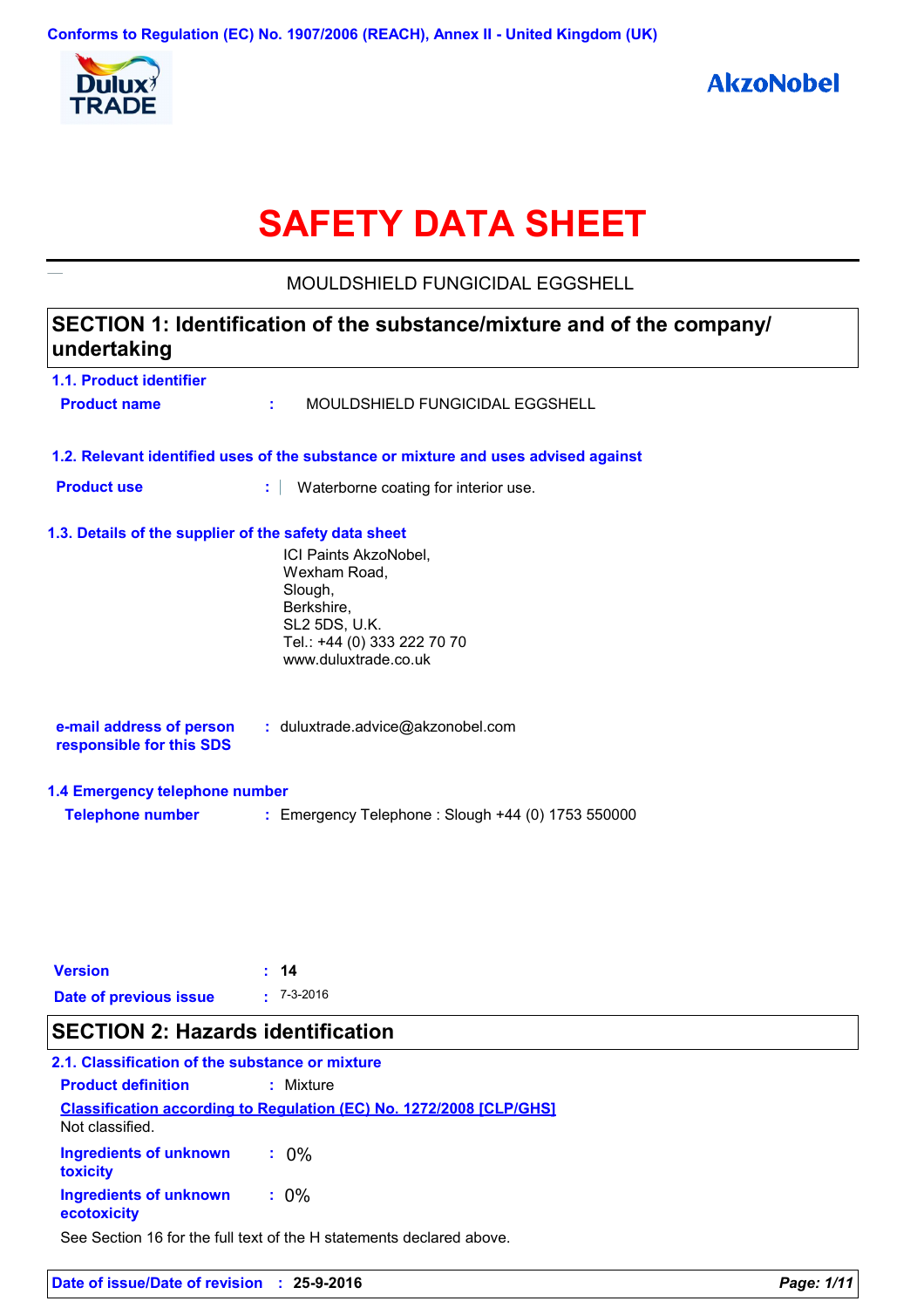Conforms to Regulation (EC) No. 1907/2006 (REACH), Annex II - United Kingdom (UK)

# SAFETY DATA SHEET

MOULDSHIELD FUNGICIDAL EGGSHELL

## SECTION 1: Identification of the substance/mixture and of the company/undertaking

### 1.1. Product identifier

**Product name** : MOULDSHIELD FUNGICIDAL EGGSHELL

### 1.2. Relevant identified uses of the substance or mixture and uses advised against

**Product use** : Waterborne coating for interior use.

### 1.3. Details of the supplier of the safety data sheet

ICI Paints AkzoNobel,
Wexham Road,
Slough,
Berkshire,
SL2 5DS, U.K.
Tel.: +44 (0) 333 222 70 70
www.duluxtrade.co.uk

**e-mail address of person responsible for this SDS** : duluxtrade.advice@akzonobel.com

### 1.4 Emergency telephone number

**Telephone number** : Emergency Telephone : Slough +44 (0) 1753 550000

**Version** : **14**

**Date of previous issue** : 7-3-2016

## SECTION 2: Hazards identification

### 2.1. Classification of the substance or mixture

**Product definition** : Mixture

**Classification according to Regulation (EC) No. 1272/2008 [CLP/GHS]**

Not classified.

**Ingredients of unknown toxicity** : 0%

**Ingredients of unknown ecotoxicity** : 0%

See Section 16 for the full text of the H statements declared above.

**Date of issue/Date of revision** : **25-9-2016**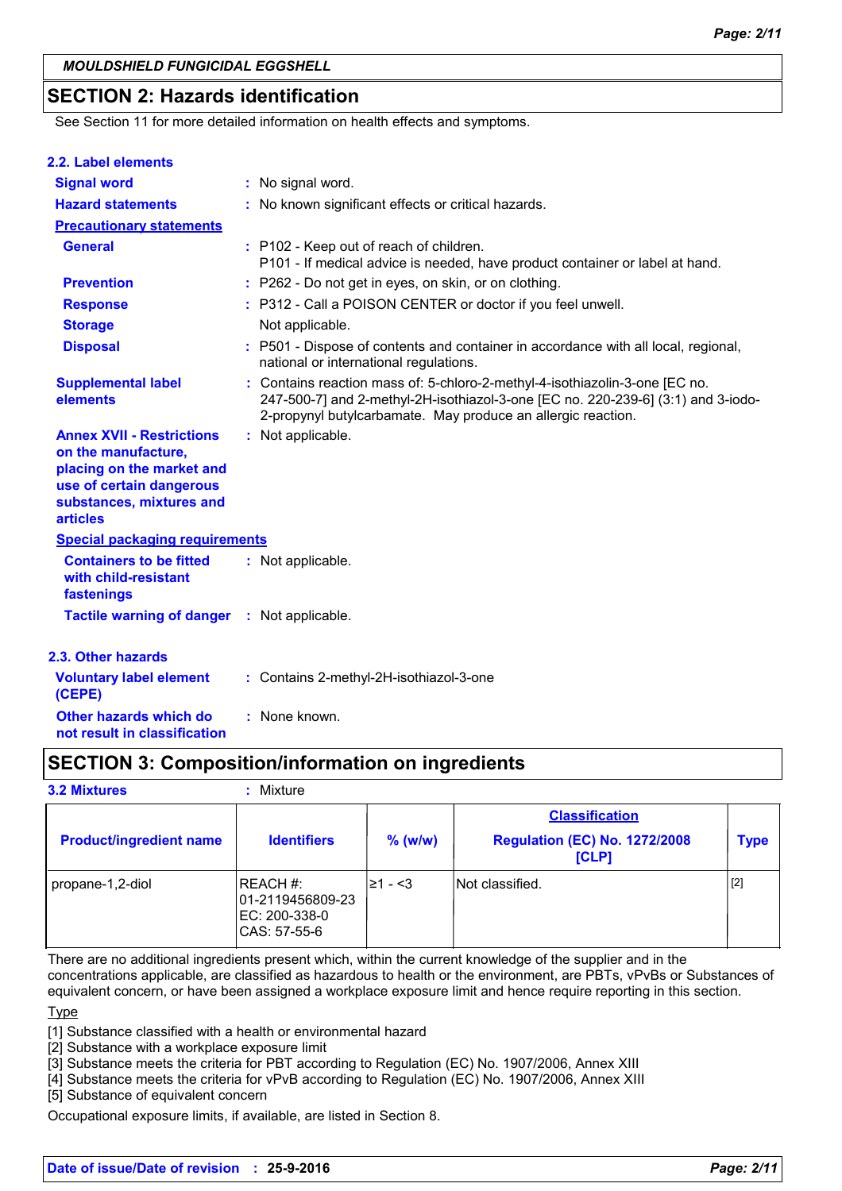MOULDSHIELD FUNGICIDAL EGGSHELL

## SECTION 2: Hazards identification

See Section 11 for more detailed information on health effects and symptoms.

### 2.2. Label elements

**Signal word** : No signal word.

**Hazard statements** : No known significant effects or critical hazards.

**Precautionary statements**

**General** : P102 - Keep out of reach of children.
P101 - If medical advice is needed, have product container or label at hand.

**Prevention** : P262 - Do not get in eyes, on skin, or on clothing.

**Response** : P312 - Call a POISON CENTER or doctor if you feel unwell.

**Storage** Not applicable.

**Disposal** : P501 - Dispose of contents and container in accordance with all local, regional, national or international regulations.

**Supplemental label elements** : Contains reaction mass of: 5-chloro-2-methyl-4-isothiazolin-3-one [EC no. 247-500-7] and 2-methyl-2H-isothiazol-3-one [EC no. 220-239-6] (3:1) and 3-iodo-2-propynyl butylcarbamate. May produce an allergic reaction.

**Annex XVII - Restrictions on the manufacture, placing on the market and use of certain dangerous substances, mixtures and articles** : Not applicable.

**Special packaging requirements**

**Containers to be fitted with child-resistant fastenings** : Not applicable.

**Tactile warning of danger** : Not applicable.

### 2.3. Other hazards

**Voluntary label element (CEPE)** : Contains 2-methyl-2H-isothiazol-3-one

**Other hazards which do not result in classification** : None known.

## SECTION 3: Composition/information on ingredients

**3.2 Mixtures** : Mixture

| Product/ingredient name | Identifiers | % (w/w) | Classification Regulation (EC) No. 1272/2008 [CLP] | Type |
|---|---|---|---|---|
| propane-1,2-diol | REACH #: 01-2119456809-23 EC: 200-338-0 CAS: 57-55-6 | ≥1 - <3 | Not classified. | [2] |

There are no additional ingredients present which, within the current knowledge of the supplier and in the concentrations applicable, are classified as hazardous to health or the environment, are PBTs, vPvBs or Substances of equivalent concern, or have been assigned a workplace exposure limit and hence require reporting in this section.

Type

[1] Substance classified with a health or environmental hazard
[2] Substance with a workplace exposure limit
[3] Substance meets the criteria for PBT according to Regulation (EC) No. 1907/2006, Annex XIII
[4] Substance meets the criteria for vPvB according to Regulation (EC) No. 1907/2006, Annex XIII
[5] Substance of equivalent concern

Occupational exposure limits, if available, are listed in Section 8.

**Date of issue/Date of revision** : **25-9-2016**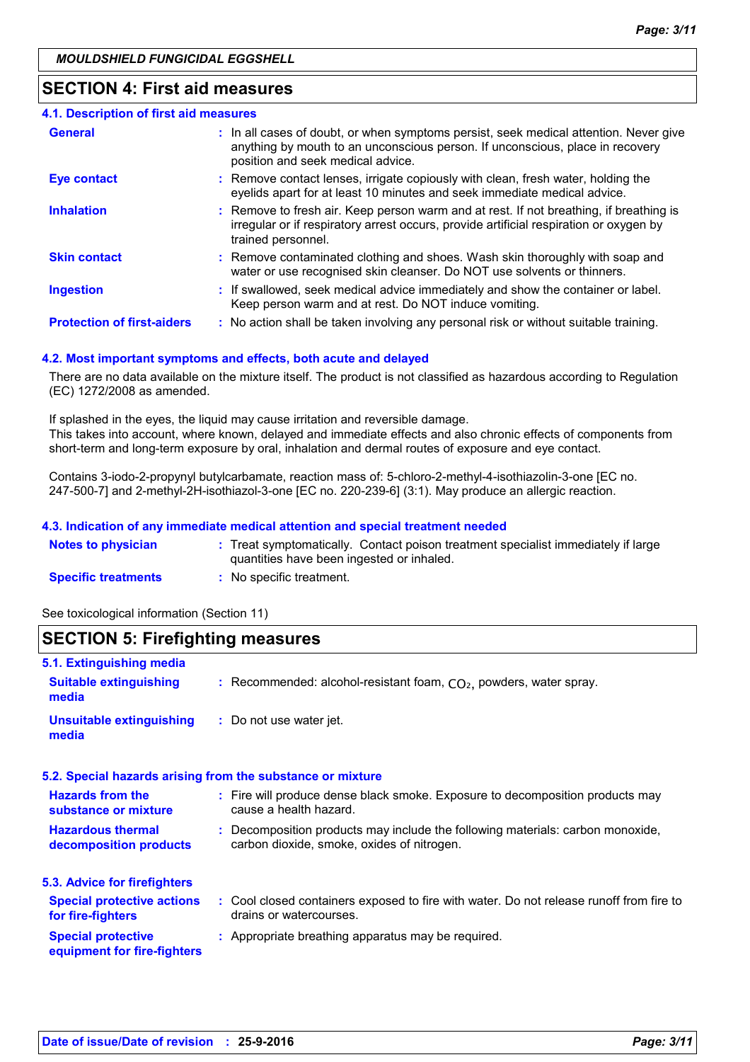## SECTION 4: First aid measures

### 4.1. Description of first aid measures

| | |
|---|---|
| **General** | : In all cases of doubt, or when symptoms persist, seek medical attention. Never give anything by mouth to an unconscious person. If unconscious, place in recovery position and seek medical advice. |
| **Eye contact** | : Remove contact lenses, irrigate copiously with clean, fresh water, holding the eyelids apart for at least 10 minutes and seek immediate medical advice. |
| **Inhalation** | : Remove to fresh air. Keep person warm and at rest. If not breathing, if breathing is irregular or if respiratory arrest occurs, provide artificial respiration or oxygen by trained personnel. |
| **Skin contact** | : Remove contaminated clothing and shoes. Wash skin thoroughly with soap and water or use recognised skin cleanser. Do NOT use solvents or thinners. |
| **Ingestion** | : If swallowed, seek medical advice immediately and show the container or label. Keep person warm and at rest. Do NOT induce vomiting. |
| **Protection of first-aiders** | : No action shall be taken involving any personal risk or without suitable training. |

### 4.2. Most important symptoms and effects, both acute and delayed

There are no data available on the mixture itself. The product is not classified as hazardous according to Regulation (EC) 1272/2008 as amended.

If splashed in the eyes, the liquid may cause irritation and reversible damage.
This takes into account, where known, delayed and immediate effects and also chronic effects of components from short-term and long-term exposure by oral, inhalation and dermal routes of exposure and eye contact.

Contains 3-iodo-2-propynyl butylcarbamate, reaction mass of: 5-chloro-2-methyl-4-isothiazolin-3-one [EC no. 247-500-7] and 2-methyl-2H-isothiazol-3-one [EC no. 220-239-6] (3:1). May produce an allergic reaction.

### 4.3. Indication of any immediate medical attention and special treatment needed

| | |
|---|---|
| **Notes to physician** | : Treat symptomatically. Contact poison treatment specialist immediately if large quantities have been ingested or inhaled. |
| **Specific treatments** | : No specific treatment. |

See toxicological information (Section 11)

## SECTION 5: Firefighting measures

### 5.1. Extinguishing media

| | |
|---|---|
| **Suitable extinguishing media** | : Recommended: alcohol-resistant foam, $CO_2$, powders, water spray. |
| **Unsuitable extinguishing media** | : Do not use water jet. |

### 5.2. Special hazards arising from the substance or mixture

| | |
|---|---|
| **Hazards from the substance or mixture** | : Fire will produce dense black smoke. Exposure to decomposition products may cause a health hazard. |
| **Hazardous thermal decomposition products** | : Decomposition products may include the following materials: carbon monoxide, carbon dioxide, smoke, oxides of nitrogen. |

### 5.3. Advice for firefighters

| | |
|---|---|
| **Special protective actions for fire-fighters** | : Cool closed containers exposed to fire with water. Do not release runoff from fire to drains or watercourses. |
| **Special protective equipment for fire-fighters** | : Appropriate breathing apparatus may be required. |

**Date of issue/Date of revision** : **25-9-2016**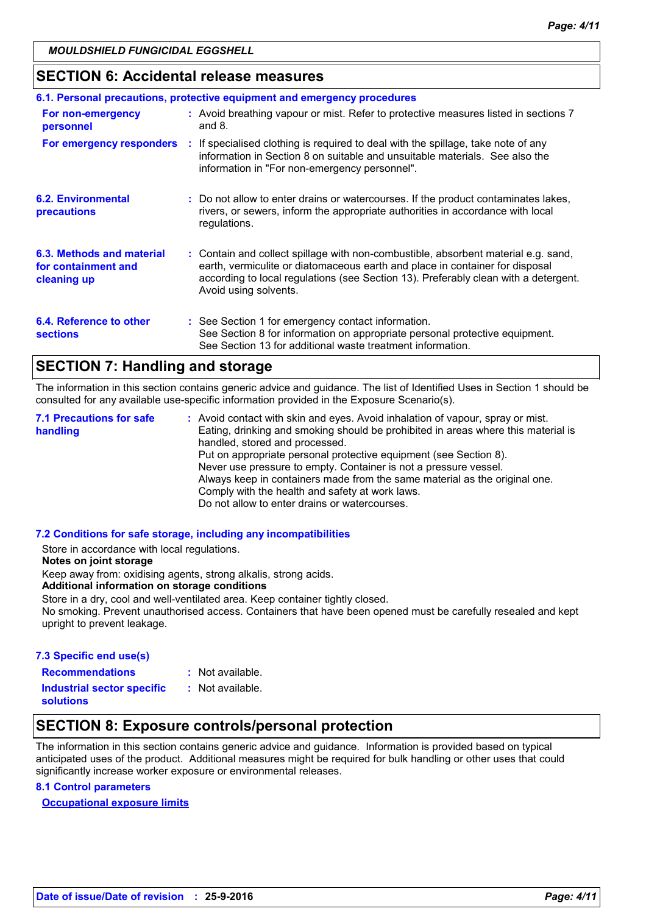## SECTION 6: Accidental release measures

### 6.1. Personal precautions, protective equipment and emergency procedures

**For non-emergency personnel** : Avoid breathing vapour or mist. Refer to protective measures listed in sections 7 and 8.

**For emergency responders** : If specialised clothing is required to deal with the spillage, take note of any information in Section 8 on suitable and unsuitable materials. See also the information in "For non-emergency personnel".

**6.2. Environmental precautions** : Do not allow to enter drains or watercourses. If the product contaminates lakes, rivers, or sewers, inform the appropriate authorities in accordance with local regulations.

**6.3. Methods and material for containment and cleaning up** : Contain and collect spillage with non-combustible, absorbent material e.g. sand, earth, vermiculite or diatomaceous earth and place in container for disposal according to local regulations (see Section 13). Preferably clean with a detergent. Avoid using solvents.

**6.4. Reference to other sections** : See Section 1 for emergency contact information.
See Section 8 for information on appropriate personal protective equipment.
See Section 13 for additional waste treatment information.

## SECTION 7: Handling and storage

The information in this section contains generic advice and guidance. The list of Identified Uses in Section 1 should be consulted for any available use-specific information provided in the Exposure Scenario(s).

**7.1 Precautions for safe handling** : Avoid contact with skin and eyes. Avoid inhalation of vapour, spray or mist.
Eating, drinking and smoking should be prohibited in areas where this material is handled, stored and processed.
Put on appropriate personal protective equipment (see Section 8).
Never use pressure to empty. Container is not a pressure vessel.
Always keep in containers made from the same material as the original one.
Comply with the health and safety at work laws.
Do not allow to enter drains or watercourses.

### 7.2 Conditions for safe storage, including any incompatibilities

Store in accordance with local regulations.

**Notes on joint storage**

Keep away from: oxidising agents, strong alkalis, strong acids.

**Additional information on storage conditions**

Store in a dry, cool and well-ventilated area. Keep container tightly closed.
No smoking. Prevent unauthorised access. Containers that have been opened must be carefully resealed and kept upright to prevent leakage.

### 7.3 Specific end use(s)

**Recommendations** : Not available.

**Industrial sector specific solutions** : Not available.

## SECTION 8: Exposure controls/personal protection

The information in this section contains generic advice and guidance. Information is provided based on typical anticipated uses of the product. Additional measures might be required for bulk handling or other uses that could significantly increase worker exposure or environmental releases.

### 8.1 Control parameters

**Occupational exposure limits**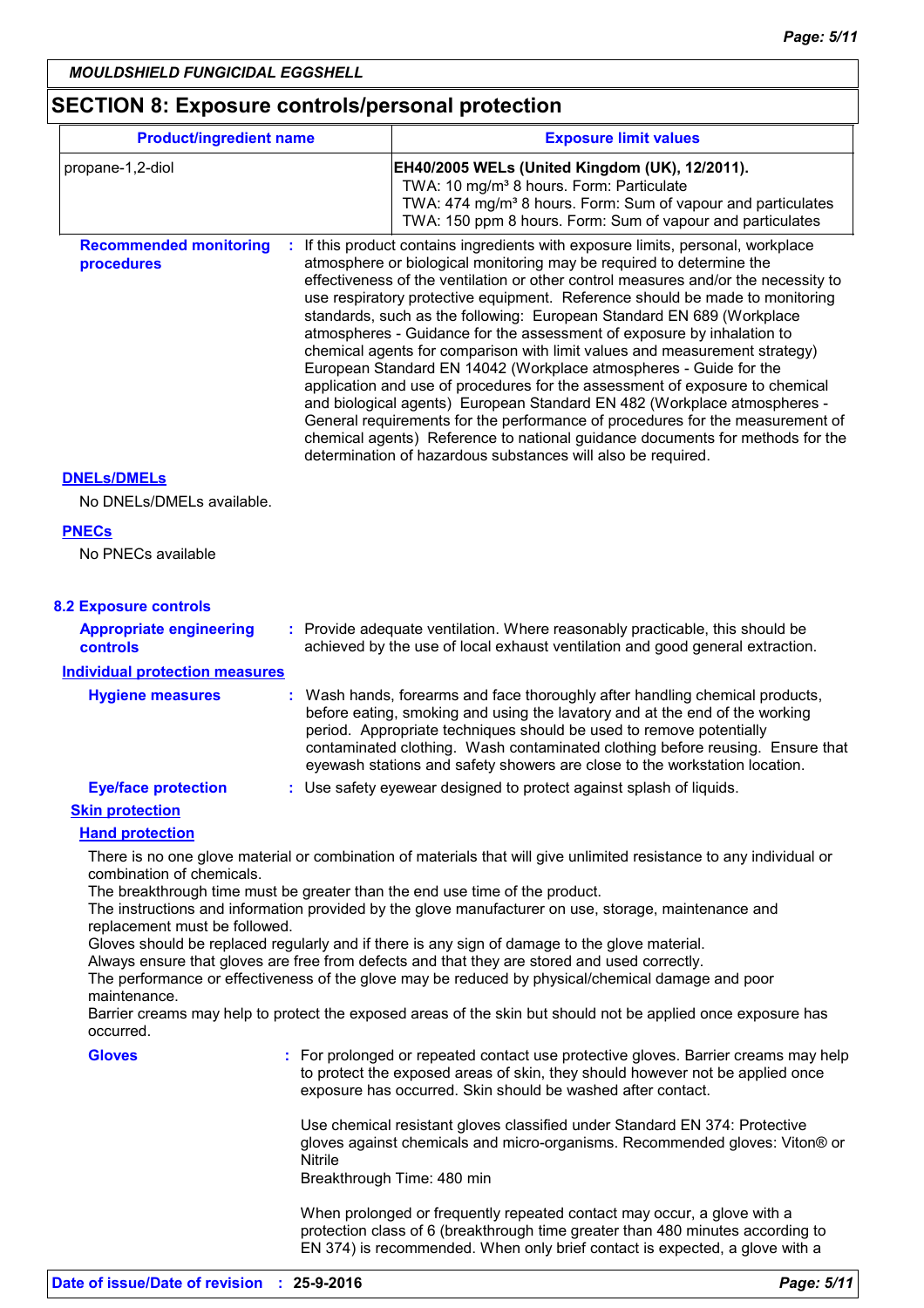## SECTION 8: Exposure controls/personal protection

| Product/ingredient name | Exposure limit values |
|---|---|
| propane-1,2-diol | **EH40/2005 WELs (United Kingdom (UK), 12/2011).**<br>TWA: 10 mg/m³ 8 hours. Form: Particulate<br>TWA: 474 mg/m³ 8 hours. Form: Sum of vapour and particulates<br>TWA: 150 ppm 8 hours. Form: Sum of vapour and particulates |

**Recommended monitoring procedures** : If this product contains ingredients with exposure limits, personal, workplace atmosphere or biological monitoring may be required to determine the effectiveness of the ventilation or other control measures and/or the necessity to use respiratory protective equipment. Reference should be made to monitoring standards, such as the following: European Standard EN 689 (Workplace atmospheres - Guidance for the assessment of exposure by inhalation to chemical agents for comparison with limit values and measurement strategy) European Standard EN 14042 (Workplace atmospheres - Guide for the application and use of procedures for the assessment of exposure to chemical and biological agents) European Standard EN 482 (Workplace atmospheres - General requirements for the performance of procedures for the measurement of chemical agents) Reference to national guidance documents for methods for the determination of hazardous substances will also be required.

**DNELs/DMELs**

No DNELs/DMELs available.

**PNECs**

No PNECs available

### 8.2 Exposure controls

**Appropriate engineering controls** : Provide adequate ventilation. Where reasonably practicable, this should be achieved by the use of local exhaust ventilation and good general extraction.

**Individual protection measures**

**Hygiene measures** : Wash hands, forearms and face thoroughly after handling chemical products, before eating, smoking and using the lavatory and at the end of the working period. Appropriate techniques should be used to remove potentially contaminated clothing. Wash contaminated clothing before reusing. Ensure that eyewash stations and safety showers are close to the workstation location.

**Eye/face protection** : Use safety eyewear designed to protect against splash of liquids.

**Skin protection**

**Hand protection**

There is no one glove material or combination of materials that will give unlimited resistance to any individual or combination of chemicals.
The breakthrough time must be greater than the end use time of the product.
The instructions and information provided by the glove manufacturer on use, storage, maintenance and replacement must be followed.
Gloves should be replaced regularly and if there is any sign of damage to the glove material.
Always ensure that gloves are free from defects and that they are stored and used correctly.
The performance or effectiveness of the glove may be reduced by physical/chemical damage and poor maintenance.
Barrier creams may help to protect the exposed areas of the skin but should not be applied once exposure has occurred.

**Gloves** : For prolonged or repeated contact use protective gloves. Barrier creams may help to protect the exposed areas of skin, they should however not be applied once exposure has occurred. Skin should be washed after contact.

Use chemical resistant gloves classified under Standard EN 374: Protective gloves against chemicals and micro-organisms. Recommended gloves: Viton® or Nitrile
Breakthrough Time: 480 min

When prolonged or frequently repeated contact may occur, a glove with a protection class of 6 (breakthrough time greater than 480 minutes according to EN 374) is recommended. When only brief contact is expected, a glove with a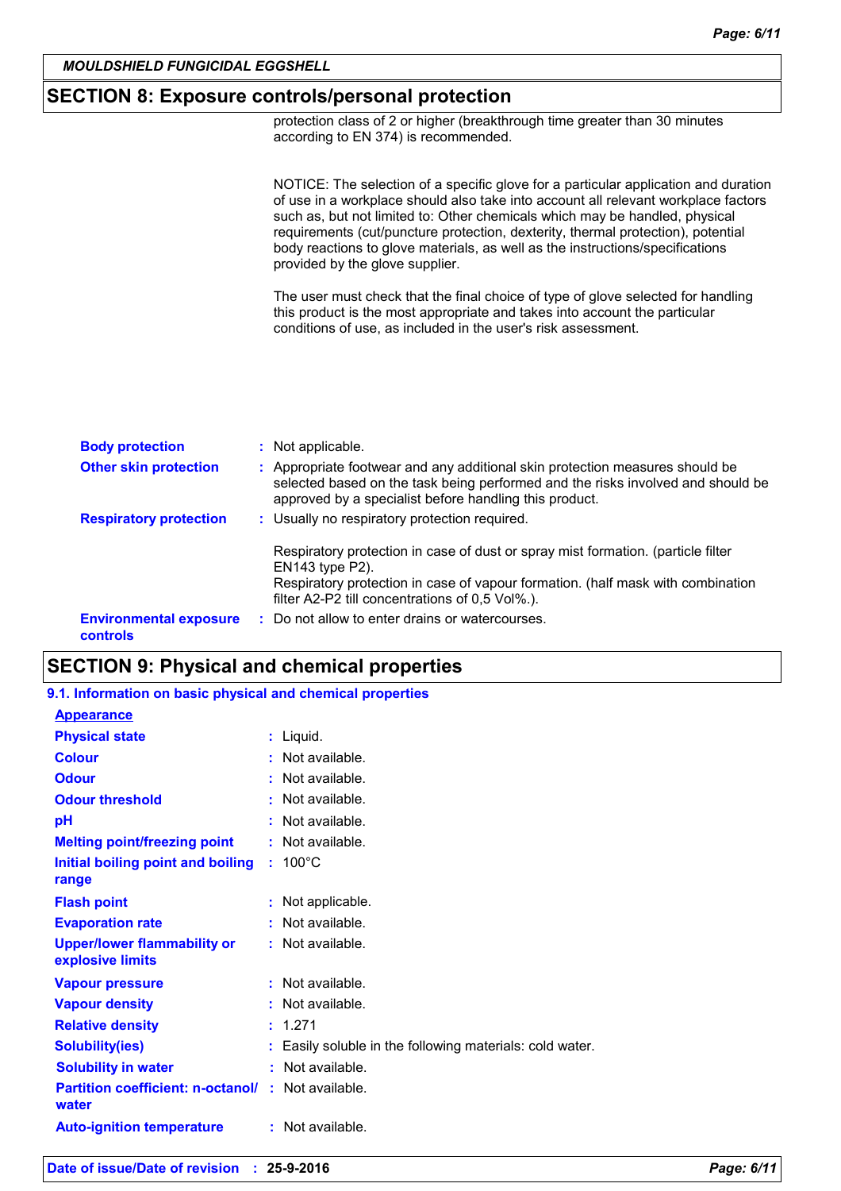*MOULDSHIELD FUNGICIDAL EGGSHELL*

## SECTION 8: Exposure controls/personal protection

protection class of 2 or higher (breakthrough time greater than 30 minutes according to EN 374) is recommended.

NOTICE: The selection of a specific glove for a particular application and duration of use in a workplace should also take into account all relevant workplace factors such as, but not limited to: Other chemicals which may be handled, physical requirements (cut/puncture protection, dexterity, thermal protection), potential body reactions to glove materials, as well as the instructions/specifications provided by the glove supplier.

The user must check that the final choice of type of glove selected for handling this product is the most appropriate and takes into account the particular conditions of use, as included in the user's risk assessment.

**Body protection** : Not applicable.

**Other skin protection** : Appropriate footwear and any additional skin protection measures should be selected based on the task being performed and the risks involved and should be approved by a specialist before handling this product.

**Respiratory protection** : Usually no respiratory protection required.

Respiratory protection in case of dust or spray mist formation. (particle filter EN143 type P2).
Respiratory protection in case of vapour formation. (half mask with combination filter A2-P2 till concentrations of 0,5 Vol%.).

**Environmental exposure controls** : Do not allow to enter drains or watercourses.

## SECTION 9: Physical and chemical properties

### 9.1. Information on basic physical and chemical properties

**Appearance**

| Property | Value |
|---|---|
| Physical state | Liquid. |
| Colour | Not available. |
| Odour | Not available. |
| Odour threshold | Not available. |
| pH | Not available. |
| Melting point/freezing point | Not available. |
| Initial boiling point and boiling range | 100°C |
| Flash point | Not applicable. |
| Evaporation rate | Not available. |
| Upper/lower flammability or explosive limits | Not available. |
| Vapour pressure | Not available. |
| Vapour density | Not available. |
| Relative density | 1.271 |
| Solubility(ies) | Easily soluble in the following materials: cold water. |
| Solubility in water | Not available. |
| Partition coefficient: n-octanol/water | Not available. |
| Auto-ignition temperature | Not available. |

**Date of issue/Date of revision** : **25-9-2016**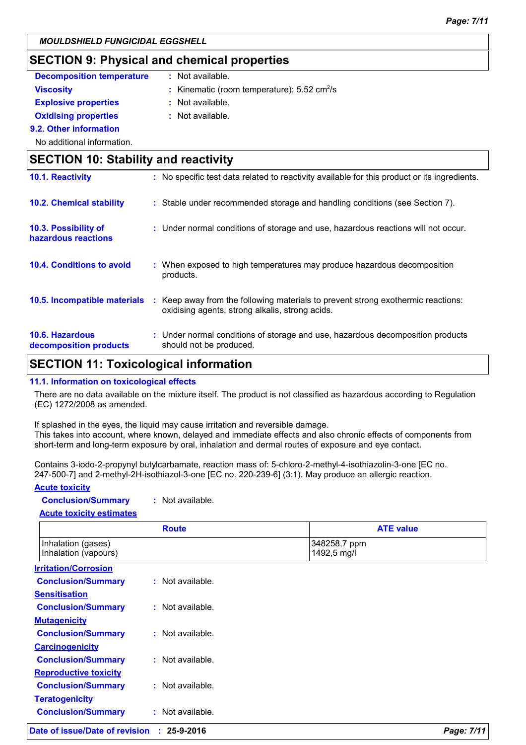*MOULDSHIELD FUNGICIDAL EGGSHELL*

## SECTION 9: Physical and chemical properties

**Decomposition temperature** : Not available.

**Viscosity** : Kinematic (room temperature): 5.52 $cm^2/s$

**Explosive properties** : Not available.

**Oxidising properties** : Not available.

**9.2. Other information**

No additional information.

## SECTION 10: Stability and reactivity

**10.1. Reactivity** : No specific test data related to reactivity available for this product or its ingredients.

**10.2. Chemical stability** : Stable under recommended storage and handling conditions (see Section 7).

**10.3. Possibility of hazardous reactions** : Under normal conditions of storage and use, hazardous reactions will not occur.

**10.4. Conditions to avoid** : When exposed to high temperatures may produce hazardous decomposition products.

**10.5. Incompatible materials** : Keep away from the following materials to prevent strong exothermic reactions: oxidising agents, strong alkalis, strong acids.

**10.6. Hazardous decomposition products** : Under normal conditions of storage and use, hazardous decomposition products should not be produced.

## SECTION 11: Toxicological information

**11.1. Information on toxicological effects**

There are no data available on the mixture itself. The product is not classified as hazardous according to Regulation (EC) 1272/2008 as amended.

If splashed in the eyes, the liquid may cause irritation and reversible damage.
This takes into account, where known, delayed and immediate effects and also chronic effects of components from short-term and long-term exposure by oral, inhalation and dermal routes of exposure and eye contact.

Contains 3-iodo-2-propynyl butylcarbamate, reaction mass of: 5-chloro-2-methyl-4-isothiazolin-3-one [EC no. 247-500-7] and 2-methyl-2H-isothiazol-3-one [EC no. 220-239-6] (3:1). May produce an allergic reaction.

**Acute toxicity**

**Conclusion/Summary** : Not available.

**Acute toxicity estimates**

| Route | ATE value |
|---|---|
| Inhalation (gases)<br>Inhalation (vapours) | 348258,7 ppm<br>1492,5 mg/l |

**Irritation/Corrosion**

**Conclusion/Summary** : Not available.

**Sensitisation**

**Conclusion/Summary** : Not available.

**Mutagenicity**

**Conclusion/Summary** : Not available.

**Carcinogenicity**

**Conclusion/Summary** : Not available.

**Reproductive toxicity**

**Conclusion/Summary** : Not available.

**Teratogenicity**

**Conclusion/Summary** : Not available.

**Date of issue/Date of revision** : 25-9-2016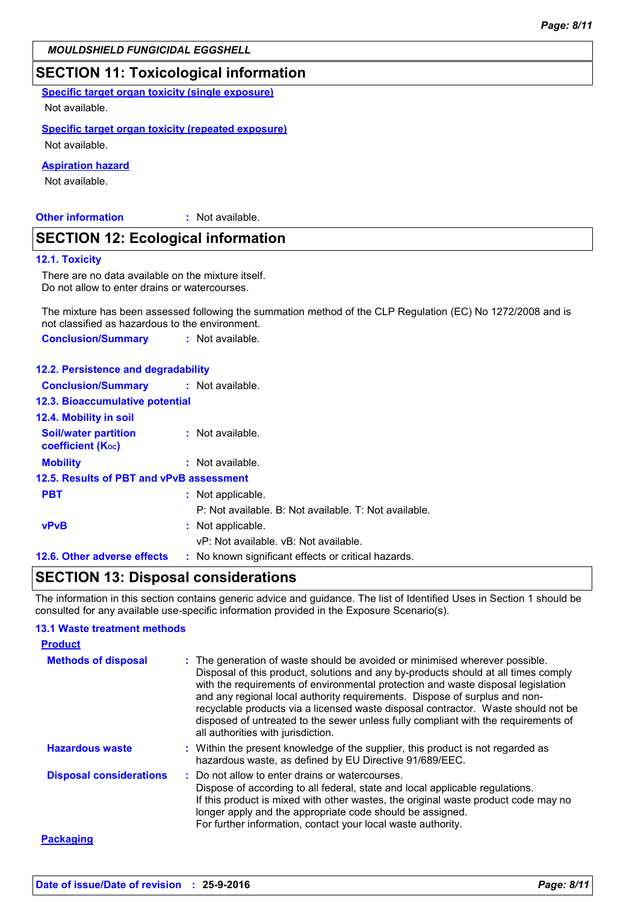**MOULDSHIELD FUNGICIDAL EGGSHELL**

## SECTION 11: Toxicological information

**Specific target organ toxicity (single exposure)**

Not available.

**Specific target organ toxicity (repeated exposure)**

Not available.

**Aspiration hazard**

Not available.

**Other information** : Not available.

## SECTION 12: Ecological information

### 12.1. Toxicity

There are no data available on the mixture itself.
Do not allow to enter drains or watercourses.

The mixture has been assessed following the summation method of the CLP Regulation (EC) No 1272/2008 and is not classified as hazardous to the environment.

**Conclusion/Summary** : Not available.

### 12.2. Persistence and degradability

**Conclusion/Summary** : Not available.

### 12.3. Bioaccumulative potential

### 12.4. Mobility in soil

**Soil/water partition coefficient ($K_{OC}$)** : Not available.

**Mobility** : Not available.

### 12.5. Results of PBT and vPvB assessment

**PBT** : Not applicable.
P: Not available. B: Not available. T: Not available.

**vPvB** : Not applicable.
vP: Not available. vB: Not available.

**12.6. Other adverse effects** : No known significant effects or critical hazards.

## SECTION 13: Disposal considerations

The information in this section contains generic advice and guidance. The list of Identified Uses in Section 1 should be consulted for any available use-specific information provided in the Exposure Scenario(s).

### 13.1 Waste treatment methods

**Product**

**Methods of disposal** : The generation of waste should be avoided or minimised wherever possible. Disposal of this product, solutions and any by-products should at all times comply with the requirements of environmental protection and waste disposal legislation and any regional local authority requirements. Dispose of surplus and non-recyclable products via a licensed waste disposal contractor. Waste should not be disposed of untreated to the sewer unless fully compliant with the requirements of all authorities with jurisdiction.

**Hazardous waste** : Within the present knowledge of the supplier, this product is not regarded as hazardous waste, as defined by EU Directive 91/689/EEC.

**Disposal considerations** : Do not allow to enter drains or watercourses.
Dispose of according to all federal, state and local applicable regulations.
If this product is mixed with other wastes, the original waste product code may no longer apply and the appropriate code should be assigned.
For further information, contact your local waste authority.

**Packaging**

**Date of issue/Date of revision** : 25-9-2016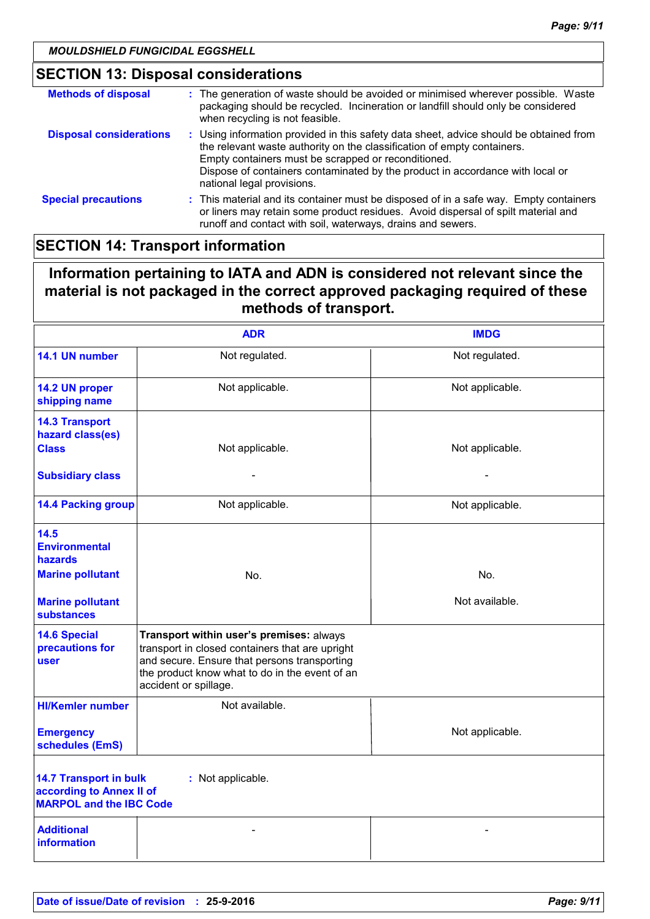MOULDSHIELD FUNGICIDAL EGGSHELL

## SECTION 13: Disposal considerations

**Methods of disposal** : The generation of waste should be avoided or minimised wherever possible. Waste packaging should be recycled. Incineration or landfill should only be considered when recycling is not feasible.

**Disposal considerations** : Using information provided in this safety data sheet, advice should be obtained from the relevant waste authority on the classification of empty containers. Empty containers must be scrapped or reconditioned. Dispose of containers contaminated by the product in accordance with local or national legal provisions.

**Special precautions** : This material and its container must be disposed of in a safe way. Empty containers or liners may retain some product residues. Avoid dispersal of spilt material and runoff and contact with soil, waterways, drains and sewers.

## SECTION 14: Transport information

**Information pertaining to IATA and ADN is considered not relevant since the material is not packaged in the correct approved packaging required of these methods of transport.**

| | ADR | IMDG |
|---|---|---|
| **14.1 UN number** | Not regulated. | Not regulated. |
| **14.2 UN proper shipping name** | Not applicable. | Not applicable. |
| **14.3 Transport hazard class(es)** Class | Not applicable. | Not applicable. |
| Subsidiary class | - | - |
| **14.4 Packing group** | Not applicable. | Not applicable. |
| **14.5 Environmental hazards** Marine pollutant | No. | No. |
| Marine pollutant substances | | Not available. |
| **14.6 Special precautions for user** | **Transport within user's premises:** always transport in closed containers that are upright and secure. Ensure that persons transporting the product know what to do in the event of an accident or spillage. | |
| **HI/Kemler number** | Not available. | |
| **Emergency schedules (EmS)** | | Not applicable. |
| **Additional information** | - | - |

**14.7 Transport in bulk according to Annex II of MARPOL and the IBC Code** : Not applicable.

**Date of issue/Date of revision** : **25-9-2016**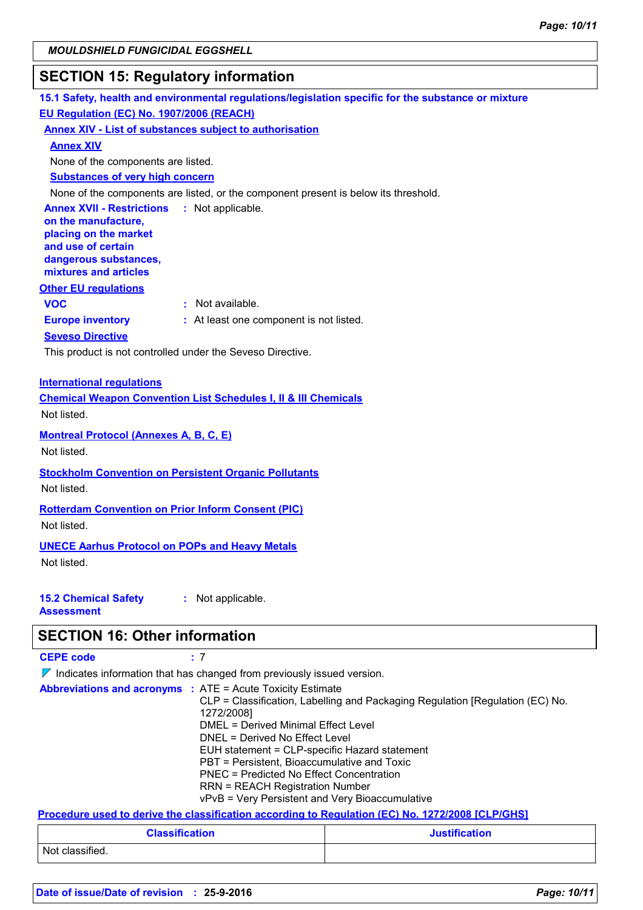## SECTION 15: Regulatory information

### 15.1 Safety, health and environmental regulations/legislation specific for the substance or mixture

**EU Regulation (EC) No. 1907/2006 (REACH)**

**Annex XIV - List of substances subject to authorisation**

**Annex XIV**

None of the components are listed.

**Substances of very high concern**

None of the components are listed, or the component present is below its threshold.

**Annex XVII - Restrictions on the manufacture, placing on the market and use of certain dangerous substances, mixtures and articles** : Not applicable.

**Other EU regulations**

**VOC** : Not available.

**Europe inventory** : At least one component is not listed.

**Seveso Directive**

This product is not controlled under the Seveso Directive.

**International regulations**

**Chemical Weapon Convention List Schedules I, II & III Chemicals**

Not listed.

**Montreal Protocol (Annexes A, B, C, E)**

Not listed.

**Stockholm Convention on Persistent Organic Pollutants**

Not listed.

**Rotterdam Convention on Prior Inform Consent (PIC)**

Not listed.

**UNECE Aarhus Protocol on POPs and Heavy Metals**

Not listed.

**15.2 Chemical Safety Assessment** : Not applicable.

## SECTION 16: Other information

**CEPE code** : 7

Indicates information that has changed from previously issued version.

**Abbreviations and acronyms** : ATE = Acute Toxicity Estimate
CLP = Classification, Labelling and Packaging Regulation [Regulation (EC) No. 1272/2008]
DMEL = Derived Minimal Effect Level
DNEL = Derived No Effect Level
EUH statement = CLP-specific Hazard statement
PBT = Persistent, Bioaccumulative and Toxic
PNEC = Predicted No Effect Concentration
RRN = REACH Registration Number
vPvB = Very Persistent and Very Bioaccumulative

**Procedure used to derive the classification according to Regulation (EC) No. 1272/2008 [CLP/GHS]**

| Classification | Justification |
|---|---|
| Not classified. | |

**Date of issue/Date of revision** : 25-9-2016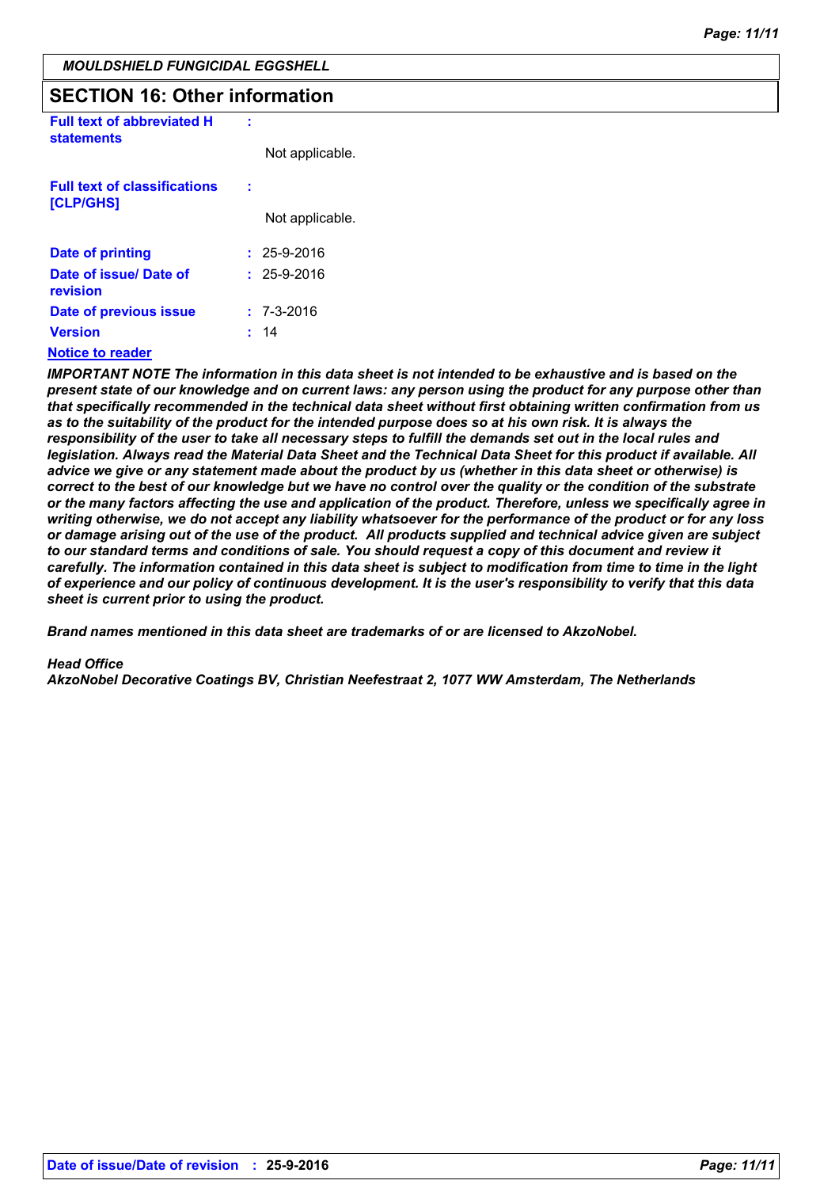## SECTION 16: Other information

**Full text of abbreviated H statements** :

Not applicable.

**Full text of classifications [CLP/GHS]** :

Not applicable.

**Date of printing** : 25-9-2016

**Date of issue/ Date of revision** : 25-9-2016

**Date of previous issue** : 7-3-2016

**Version** : 14

**Notice to reader**

***IMPORTANT NOTE The information in this data sheet is not intended to be exhaustive and is based on the present state of our knowledge and on current laws: any person using the product for any purpose other than that specifically recommended in the technical data sheet without first obtaining written confirmation from us as to the suitability of the product for the intended purpose does so at his own risk. It is always the responsibility of the user to take all necessary steps to fulfill the demands set out in the local rules and legislation. Always read the Material Data Sheet and the Technical Data Sheet for this product if available. All advice we give or any statement made about the product by us (whether in this data sheet or otherwise) is correct to the best of our knowledge but we have no control over the quality or the condition of the substrate or the many factors affecting the use and application of the product. Therefore, unless we specifically agree in writing otherwise, we do not accept any liability whatsoever for the performance of the product or for any loss or damage arising out of the use of the product. All products supplied and technical advice given are subject to our standard terms and conditions of sale. You should request a copy of this document and review it carefully. The information contained in this data sheet is subject to modification from time to time in the light of experience and our policy of continuous development. It is the user's responsibility to verify that this data sheet is current prior to using the product.***

***Brand names mentioned in this data sheet are trademarks of or are licensed to AkzoNobel.***

***Head Office***
***AkzoNobel Decorative Coatings BV, Christian Neefestraat 2, 1077 WW Amsterdam, The Netherlands***